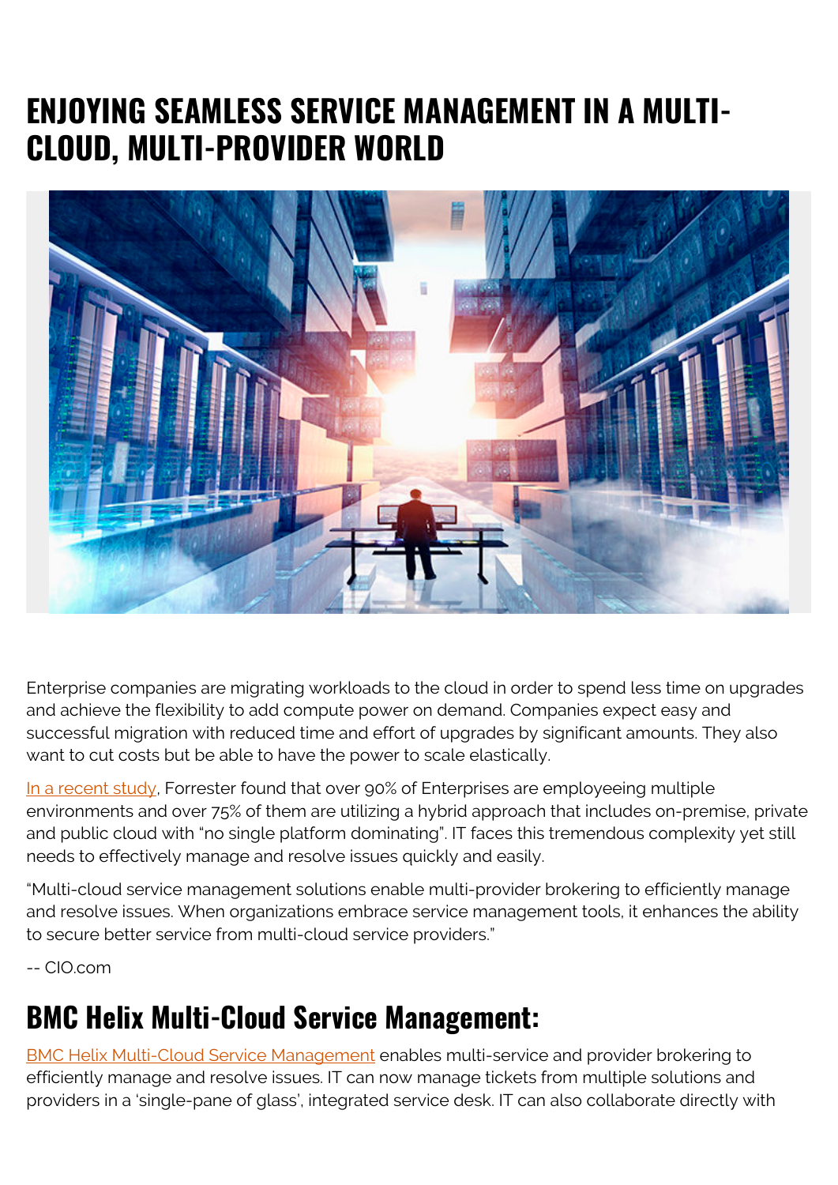# ENJOYING SEAMLESS SERVICE MANAGEMENT IN A MULTI-CLOUD, MULTI-PROVIDER WORLD

Enterprise companies are migrating workloads to the cloud in order to spend less time on upgrades and achieve the flexibility to add compute power on demand. Companies expect easy and successful migration with reduced time and effort of upgrades by significant amounts. They also want to cut costs but be able to have the power to scale elastically.

In a recent study, Forrester found that over 90% of Enterprises are employeeing multiple environments and over 75% of them are utilizing a hybrid approach that includes on-premise, private and public cloud with "no single platform dominating". IT faces this tremendous complexity yet still needs to effectively manage and resolve issues quickly and easily.

"Multi-cloud service management solutions enable multi-provider brokering to efficiently manage and resolve issues. When organizations embrace service management tools, it enhances the ability to secure better service from multi-cloud service providers."

-- CIO.com

## BMC Helix Multi-Cloud Service Management:

BMC Helix Multi-Cloud Service Management enables multi-service and provider brokering to efficiently manage and resolve issues. IT can now manage tickets from multiple solutions and providers in a 'single-pane of glass', integrated service desk. IT can also collaborate directly with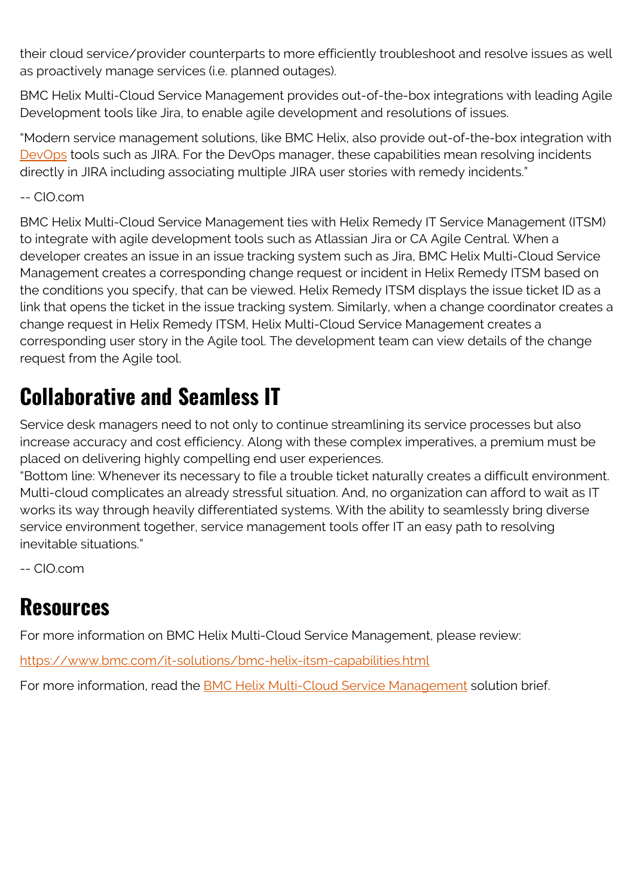their cloud service/provider counterparts to more efficiently troubleshoot and resolve issues as well as proactively manage services (i.e. planned outages).

BMC Helix Multi-Cloud Service Management provides out-of-the-box integrations with leading Agile Development tools like Jira, to enable agile development and resolutions of issues.

"Modern service management solutions, like BMC Helix, also provide out-of-the-box integration with [DevOps](#) tools such as JIRA. For the DevOps manager, these capabilities mean resolving incidents directly in JIRA including associating multiple JIRA user stories with remedy incidents."

-- CIO.com

BMC Helix Multi-Cloud Service Management ties with Helix Remedy IT Service Management (ITSM) to integrate with agile development tools such as Atlassian Jira or CA Agile Central. When a developer creates an issue in an issue tracking system such as Jira, BMC Helix Multi-Cloud Service Management creates a corresponding change request or incident in Helix Remedy ITSM based on the conditions you specify, that can be viewed. Helix Remedy ITSM displays the issue ticket ID as a link that opens the ticket in the issue tracking system. Similarly, when a change coordinator creates a change request in Helix Remedy ITSM, Helix Multi-Cloud Service Management creates a corresponding user story in the Agile tool. The development team can view details of the change request from the Agile tool.

## Collaborative and Seamless IT

Service desk managers need to not only to continue streamlining its service processes but also increase accuracy and cost efficiency. Along with these complex imperatives, a premium must be placed on delivering highly compelling end user experiences.
"Bottom line: Whenever its necessary to file a trouble ticket naturally creates a difficult environment. Multi-cloud complicates an already stressful situation. And, no organization can afford to wait as IT works its way through heavily differentiated systems. With the ability to seamlessly bring diverse service environment together, service management tools offer IT an easy path to resolving inevitable situations."

-- CIO.com

## Resources

For more information on BMC Helix Multi-Cloud Service Management, please review:

[https://www.bmc.com/it-solutions/bmc-helix-itsm-capabilities.html](https://www.bmc.com/it-solutions/bmc-helix-itsm-capabilities.html)

For more information, read the [BMC Helix Multi-Cloud Service Management](#) solution brief.